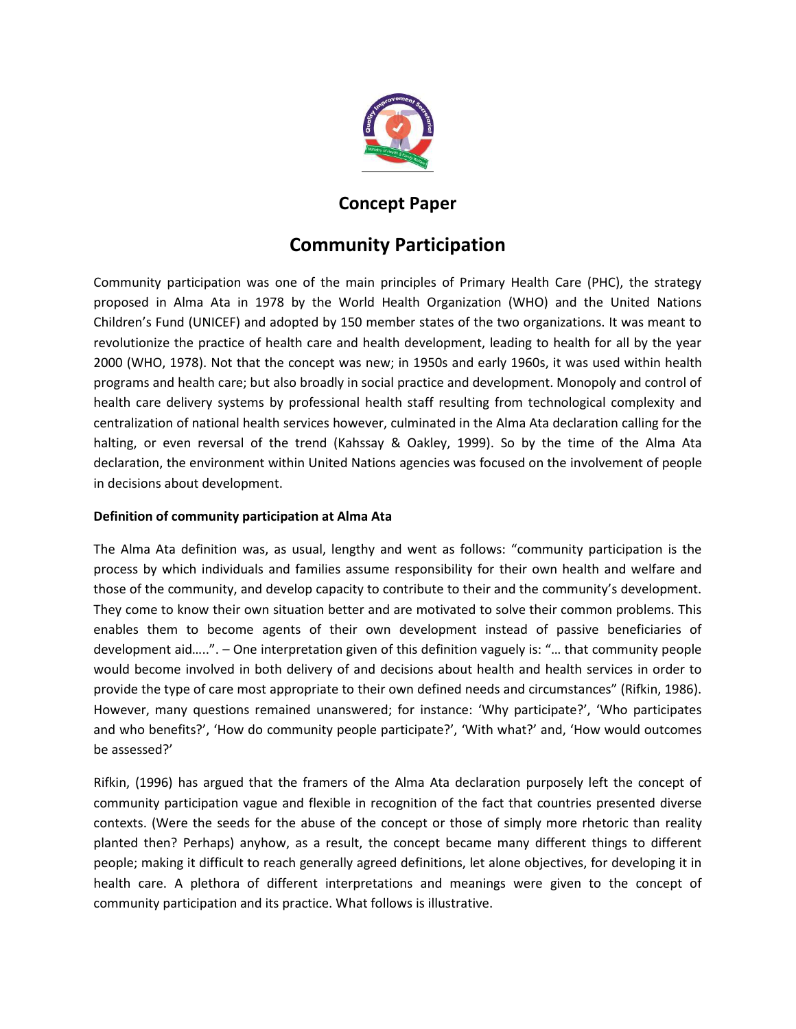# Concept Paper

# Community Participation

Community participation was one of the main principles of Primary Health Care (PHC), the strategy proposed in Alma Ata in 1978 by the World Health Organization (WHO) and the United Nations Children's Fund (UNICEF) and adopted by 150 member states of the two organizations. It was meant to revolutionize the practice of health care and health development, leading to health for all by the year 2000 (WHO, 1978). Not that the concept was new; in 1950s and early 1960s, it was used within health programs and health care; but also broadly in social practice and development. Monopoly and control of health care delivery systems by professional health staff resulting from technological complexity and centralization of national health services however, culminated in the Alma Ata declaration calling for the halting, or even reversal of the trend (Kahssay & Oakley, 1999). So by the time of the Alma Ata declaration, the environment within United Nations agencies was focused on the involvement of people in decisions about development.

**Definition of community participation at Alma Ata**

The Alma Ata definition was, as usual, lengthy and went as follows: "community participation is the process by which individuals and families assume responsibility for their own health and welfare and those of the community, and develop capacity to contribute to their and the community's development. They come to know their own situation better and are motivated to solve their common problems. This enables them to become agents of their own development instead of passive beneficiaries of development aid…..". – One interpretation given of this definition vaguely is: "… that community people would become involved in both delivery of and decisions about health and health services in order to provide the type of care most appropriate to their own defined needs and circumstances" (Rifkin, 1986). However, many questions remained unanswered; for instance: 'Why participate?', 'Who participates and who benefits?', 'How do community people participate?', 'With what?' and, 'How would outcomes be assessed?'

Rifkin, (1996) has argued that the framers of the Alma Ata declaration purposely left the concept of community participation vague and flexible in recognition of the fact that countries presented diverse contexts. (Were the seeds for the abuse of the concept or those of simply more rhetoric than reality planted then? Perhaps) anyhow, as a result, the concept became many different things to different people; making it difficult to reach generally agreed definitions, let alone objectives, for developing it in health care. A plethora of different interpretations and meanings were given to the concept of community participation and its practice. What follows is illustrative.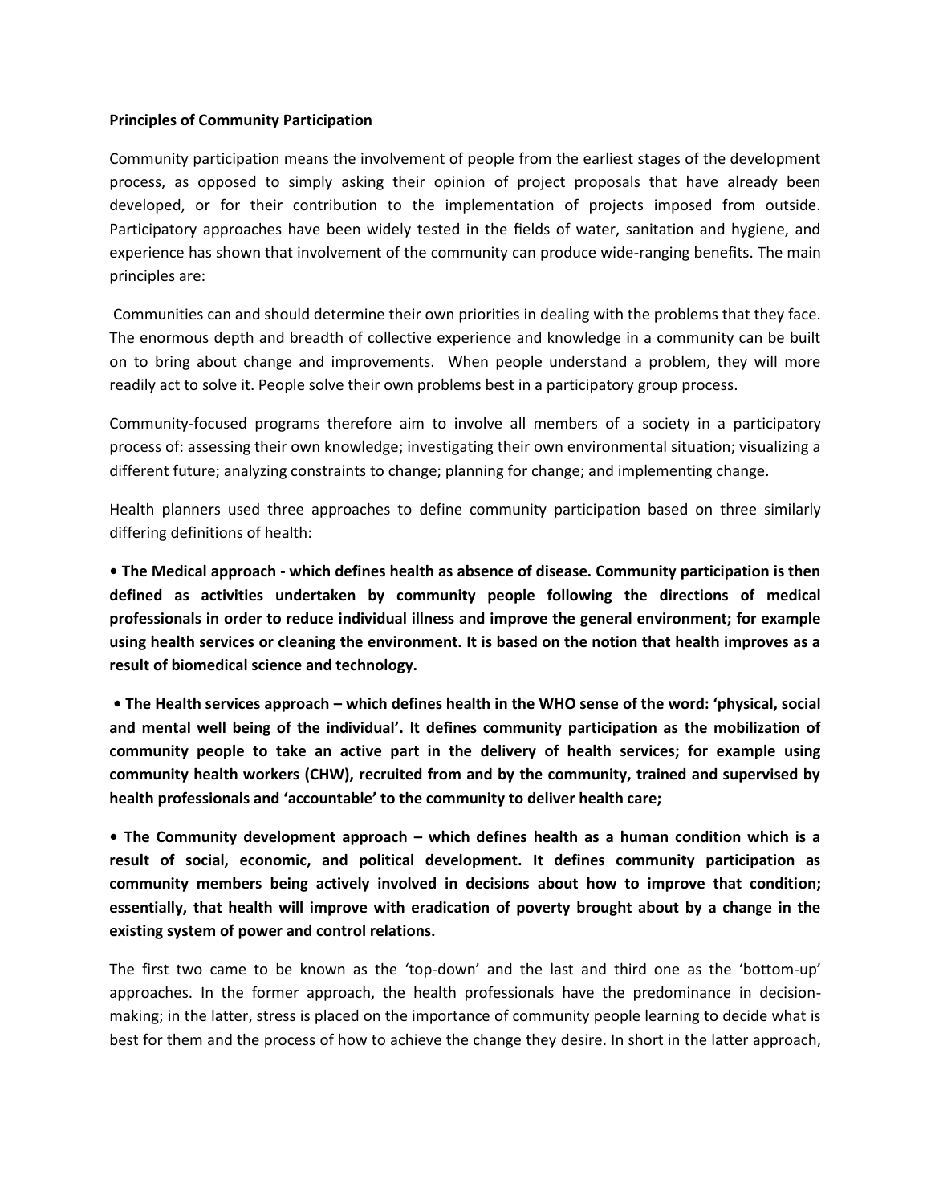**Principles of Community Participation**

Community participation means the involvement of people from the earliest stages of the development process, as opposed to simply asking their opinion of project proposals that have already been developed, or for their contribution to the implementation of projects imposed from outside. Participatory approaches have been widely tested in the fields of water, sanitation and hygiene, and experience has shown that involvement of the community can produce wide-ranging benefits. The main principles are:

Communities can and should determine their own priorities in dealing with the problems that they face. The enormous depth and breadth of collective experience and knowledge in a community can be built on to bring about change and improvements. When people understand a problem, they will more readily act to solve it. People solve their own problems best in a participatory group process.

Community-focused programs therefore aim to involve all members of a society in a participatory process of: assessing their own knowledge; investigating their own environmental situation; visualizing a different future; analyzing constraints to change; planning for change; and implementing change.

Health planners used three approaches to define community participation based on three similarly differing definitions of health:

- **The Medical approach - which defines health as absence of disease. Community participation is then defined as activities undertaken by community people following the directions of medical professionals in order to reduce individual illness and improve the general environment; for example using health services or cleaning the environment. It is based on the notion that health improves as a result of biomedical science and technology.**

- **The Health services approach – which defines health in the WHO sense of the word: 'physical, social and mental well being of the individual'. It defines community participation as the mobilization of community people to take an active part in the delivery of health services; for example using community health workers (CHW), recruited from and by the community, trained and supervised by health professionals and 'accountable' to the community to deliver health care;**

- **The Community development approach – which defines health as a human condition which is a result of social, economic, and political development. It defines community participation as community members being actively involved in decisions about how to improve that condition; essentially, that health will improve with eradication of poverty brought about by a change in the existing system of power and control relations.**

The first two came to be known as the 'top-down' and the last and third one as the 'bottom-up' approaches. In the former approach, the health professionals have the predominance in decision-making; in the latter, stress is placed on the importance of community people learning to decide what is best for them and the process of how to achieve the change they desire. In short in the latter approach,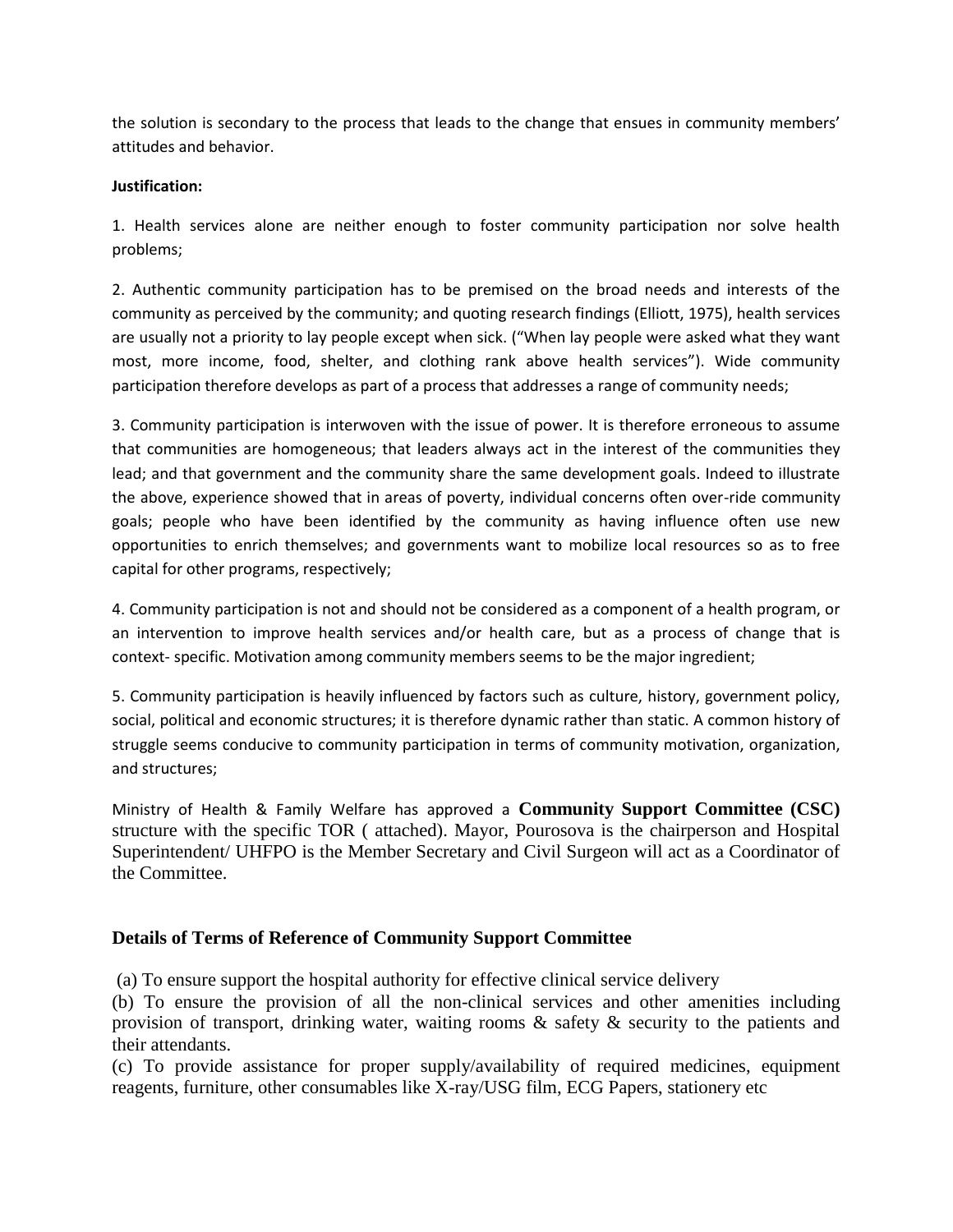the solution is secondary to the process that leads to the change that ensues in community members' attitudes and behavior.

**Justification:**

1. Health services alone are neither enough to foster community participation nor solve health problems;

2. Authentic community participation has to be premised on the broad needs and interests of the community as perceived by the community; and quoting research findings (Elliott, 1975), health services are usually not a priority to lay people except when sick. ("When lay people were asked what they want most, more income, food, shelter, and clothing rank above health services"). Wide community participation therefore develops as part of a process that addresses a range of community needs;

3. Community participation is interwoven with the issue of power. It is therefore erroneous to assume that communities are homogeneous; that leaders always act in the interest of the communities they lead; and that government and the community share the same development goals. Indeed to illustrate the above, experience showed that in areas of poverty, individual concerns often over-ride community goals; people who have been identified by the community as having influence often use new opportunities to enrich themselves; and governments want to mobilize local resources so as to free capital for other programs, respectively;

4. Community participation is not and should not be considered as a component of a health program, or an intervention to improve health services and/or health care, but as a process of change that is context- specific. Motivation among community members seems to be the major ingredient;

5. Community participation is heavily influenced by factors such as culture, history, government policy, social, political and economic structures; it is therefore dynamic rather than static. A common history of struggle seems conducive to community participation in terms of community motivation, organization, and structures;

Ministry of Health & Family Welfare has approved a **Community Support Committee (CSC)** structure with the specific TOR ( attached). Mayor, Pourosova is the chairperson and Hospital Superintendent/ UHFPO is the Member Secretary and Civil Surgeon will act as a Coordinator of the Committee.

### Details of Terms of Reference of Community Support Committee

(a) To ensure support the hospital authority for effective clinical service delivery

(b) To ensure the provision of all the non-clinical services and other amenities including provision of transport, drinking water, waiting rooms & safety & security to the patients and their attendants.

(c) To provide assistance for proper supply/availability of required medicines, equipment reagents, furniture, other consumables like X-ray/USG film, ECG Papers, stationery etc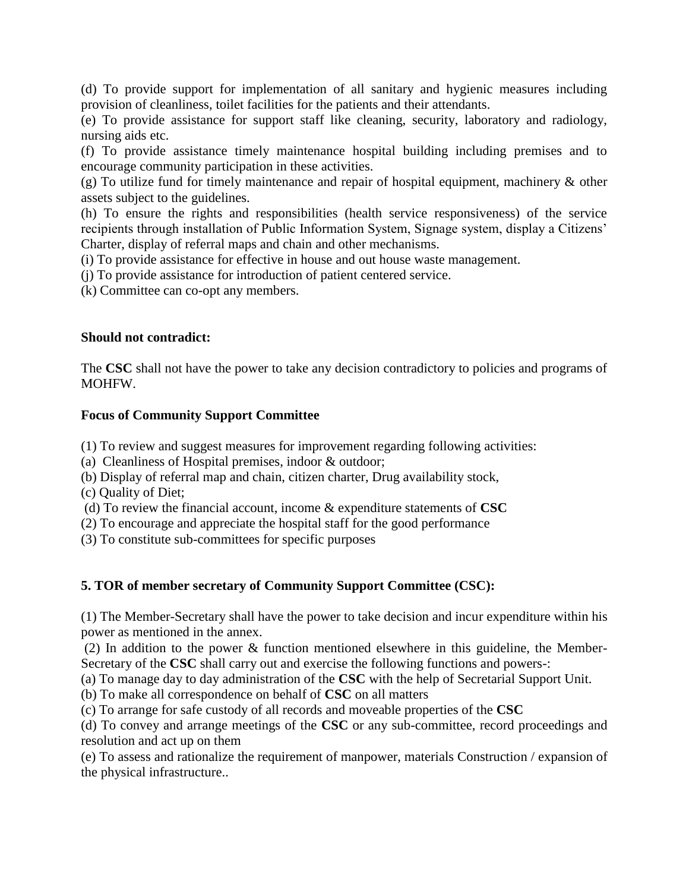(d) To provide support for implementation of all sanitary and hygienic measures including provision of cleanliness, toilet facilities for the patients and their attendants.

(e) To provide assistance for support staff like cleaning, security, laboratory and radiology, nursing aids etc.

(f) To provide assistance timely maintenance hospital building including premises and to encourage community participation in these activities.

(g) To utilize fund for timely maintenance and repair of hospital equipment, machinery & other assets subject to the guidelines.

(h) To ensure the rights and responsibilities (health service responsiveness) of the service recipients through installation of Public Information System, Signage system, display a Citizens' Charter, display of referral maps and chain and other mechanisms.

(i) To provide assistance for effective in house and out house waste management.

(j) To provide assistance for introduction of patient centered service.

(k) Committee can co-opt any members.

**Should not contradict:**

The **CSC** shall not have the power to take any decision contradictory to policies and programs of MOHFW.

**Focus of Community Support Committee**

(1) To review and suggest measures for improvement regarding following activities:

(a) Cleanliness of Hospital premises, indoor & outdoor;

(b) Display of referral map and chain, citizen charter, Drug availability stock,

(c) Quality of Diet;

(d) To review the financial account, income & expenditure statements of **CSC**

(2) To encourage and appreciate the hospital staff for the good performance

(3) To constitute sub-committees for specific purposes

**5. TOR of member secretary of Community Support Committee (CSC):**

(1) The Member-Secretary shall have the power to take decision and incur expenditure within his power as mentioned in the annex.

(2) In addition to the power & function mentioned elsewhere in this guideline, the Member-Secretary of the **CSC** shall carry out and exercise the following functions and powers-:

(a) To manage day to day administration of the **CSC** with the help of Secretarial Support Unit.

(b) To make all correspondence on behalf of **CSC** on all matters

(c) To arrange for safe custody of all records and moveable properties of the **CSC**

(d) To convey and arrange meetings of the **CSC** or any sub-committee, record proceedings and resolution and act up on them

(e) To assess and rationalize the requirement of manpower, materials Construction / expansion of the physical infrastructure..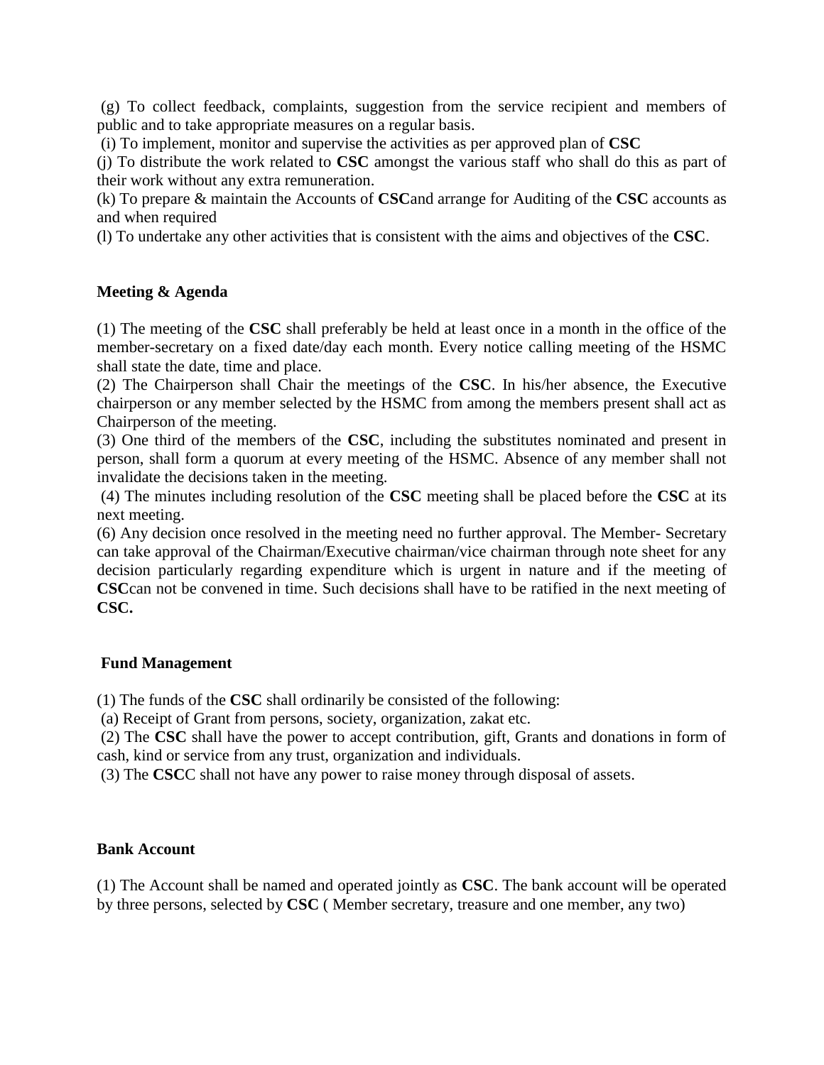(g) To collect feedback, complaints, suggestion from the service recipient and members of public and to take appropriate measures on a regular basis.

(i) To implement, monitor and supervise the activities as per approved plan of **CSC**

(j) To distribute the work related to **CSC** amongst the various staff who shall do this as part of their work without any extra remuneration.

(k) To prepare & maintain the Accounts of **CSC**and arrange for Auditing of the **CSC** accounts as and when required

(l) To undertake any other activities that is consistent with the aims and objectives of the **CSC**.

**Meeting & Agenda**

(1) The meeting of the **CSC** shall preferably be held at least once in a month in the office of the member-secretary on a fixed date/day each month. Every notice calling meeting of the HSMC shall state the date, time and place.

(2) The Chairperson shall Chair the meetings of the **CSC**. In his/her absence, the Executive chairperson or any member selected by the HSMC from among the members present shall act as Chairperson of the meeting.

(3) One third of the members of the **CSC**, including the substitutes nominated and present in person, shall form a quorum at every meeting of the HSMC. Absence of any member shall not invalidate the decisions taken in the meeting.

(4) The minutes including resolution of the **CSC** meeting shall be placed before the **CSC** at its next meeting.

(6) Any decision once resolved in the meeting need no further approval. The Member- Secretary can take approval of the Chairman/Executive chairman/vice chairman through note sheet for any decision particularly regarding expenditure which is urgent in nature and if the meeting of **CSC**can not be convened in time. Such decisions shall have to be ratified in the next meeting of **CSC.**

**Fund Management**

(1) The funds of the **CSC** shall ordinarily be consisted of the following:

(a) Receipt of Grant from persons, society, organization, zakat etc.

(2) The **CSC** shall have the power to accept contribution, gift, Grants and donations in form of cash, kind or service from any trust, organization and individuals.

(3) The **CSC**C shall not have any power to raise money through disposal of assets.

**Bank Account**

(1) The Account shall be named and operated jointly as **CSC**. The bank account will be operated by three persons, selected by **CSC** ( Member secretary, treasure and one member, any two)